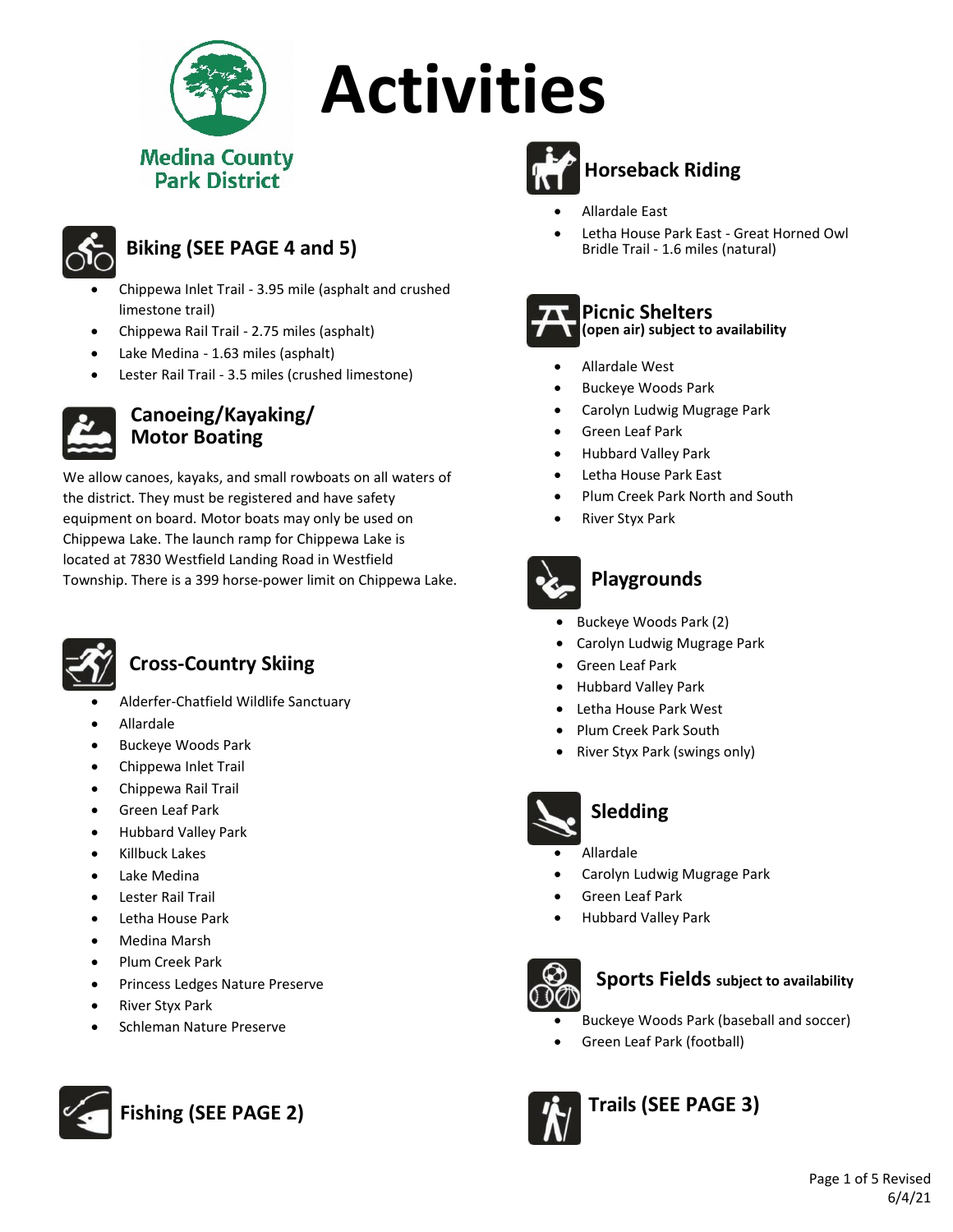Medina County Park District

# Activities

## Biking (SEE PAGE 4 and 5)

- Chippewa Inlet Trail - 3.95 mile (asphalt and crushed limestone trail)
- Chippewa Rail Trail - 2.75 miles (asphalt)
- Lake Medina - 1.63 miles (asphalt)
- Lester Rail Trail - 3.5 miles (crushed limestone)

## Canoeing/Kayaking/ Motor Boating

We allow canoes, kayaks, and small rowboats on all waters of the district. They must be registered and have safety equipment on board. Motor boats may only be used on Chippewa Lake. The launch ramp for Chippewa Lake is located at 7830 Westfield Landing Road in Westfield Township. There is a 399 horse-power limit on Chippewa Lake.

## Cross-Country Skiing

- Alderfer-Chatfield Wildlife Sanctuary
- Allardale
- Buckeye Woods Park
- Chippewa Inlet Trail
- Chippewa Rail Trail
- Green Leaf Park
- Hubbard Valley Park
- Killbuck Lakes
- Lake Medina
- Lester Rail Trail
- Letha House Park
- Medina Marsh
- Plum Creek Park
- Princess Ledges Nature Preserve
- River Styx Park
- Schleman Nature Preserve

## Fishing (SEE PAGE 2)

## Horseback Riding

- Allardale East
- Letha House Park East - Great Horned Owl Bridle Trail - 1.6 miles (natural)

## Picnic Shelters (open air) subject to availability

- Allardale West
- Buckeye Woods Park
- Carolyn Ludwig Mugrage Park
- Green Leaf Park
- Hubbard Valley Park
- Letha House Park East
- Plum Creek Park North and South
- River Styx Park

## Playgrounds

- Buckeye Woods Park (2)
- Carolyn Ludwig Mugrage Park
- Green Leaf Park
- Hubbard Valley Park
- Letha House Park West
- Plum Creek Park South
- River Styx Park (swings only)

## Sledding

- Allardale
- Carolyn Ludwig Mugrage Park
- Green Leaf Park
- Hubbard Valley Park

## Sports Fields subject to availability

- Buckeye Woods Park (baseball and soccer)
- Green Leaf Park (football)

## Trails (SEE PAGE 3)

Revised 6/4/21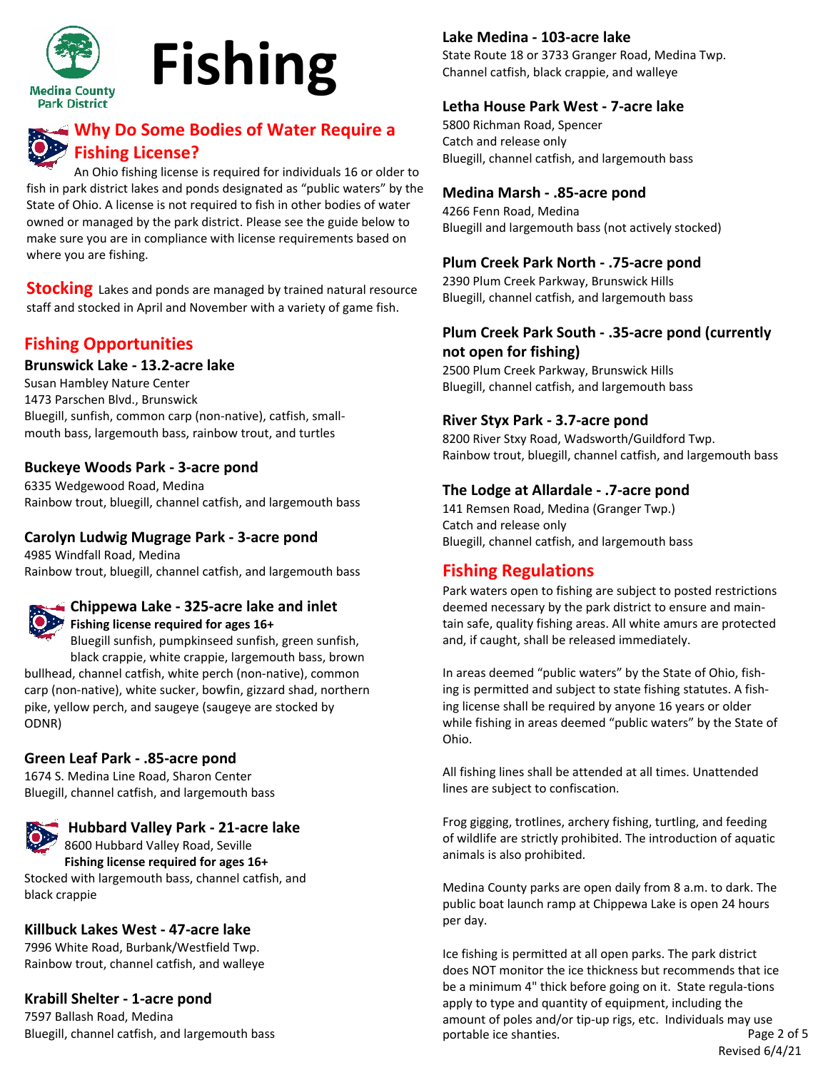# Fishing

## Why Do Some Bodies of Water Require a Fishing License?

An Ohio fishing license is required for individuals 16 or older to fish in park district lakes and ponds designated as "public waters" by the State of Ohio. A license is not required to fish in other bodies of water owned or managed by the park district. Please see the guide below to make sure you are in compliance with license requirements based on where you are fishing.

**Stocking** Lakes and ponds are managed by trained natural resource staff and stocked in April and November with a variety of game fish.

## Fishing Opportunities

### Brunswick Lake - 13.2-acre lake

Susan Hambley Nature Center
1473 Parschen Blvd., Brunswick
Bluegill, sunfish, common carp (non-native), catfish, small-mouth bass, largemouth bass, rainbow trout, and turtles

### Buckeye Woods Park - 3-acre pond

6335 Wedgewood Road, Medina
Rainbow trout, bluegill, channel catfish, and largemouth bass

### Carolyn Ludwig Mugrage Park - 3-acre pond

4985 Windfall Road, Medina
Rainbow trout, bluegill, channel catfish, and largemouth bass

### Chippewa Lake - 325-acre lake and inlet

**Fishing license required for ages 16+**

Bluegill sunfish, pumpkinseed sunfish, green sunfish, black crappie, white crappie, largemouth bass, brown bullhead, channel catfish, white perch (non-native), common carp (non-native), white sucker, bowfin, gizzard shad, northern pike, yellow perch, and saugeye (saugeye are stocked by ODNR)

### Green Leaf Park - .85-acre pond

1674 S. Medina Line Road, Sharon Center
Bluegill, channel catfish, and largemouth bass

### Hubbard Valley Park - 21-acre lake

8600 Hubbard Valley Road, Seville
**Fishing license required for ages 16+**
Stocked with largemouth bass, channel catfish, and black crappie

### Killbuck Lakes West - 47-acre lake

7996 White Road, Burbank/Westfield Twp.
Rainbow trout, channel catfish, and walleye

### Krabill Shelter - 1-acre pond

7597 Ballash Road, Medina
Bluegill, channel catfish, and largemouth bass

### Lake Medina - 103-acre lake

State Route 18 or 3733 Granger Road, Medina Twp.
Channel catfish, black crappie, and walleye

### Letha House Park West - 7-acre lake

5800 Richman Road, Spencer
Catch and release only
Bluegill, channel catfish, and largemouth bass

### Medina Marsh - .85-acre pond

4266 Fenn Road, Medina
Bluegill and largemouth bass (not actively stocked)

### Plum Creek Park North - .75-acre pond

2390 Plum Creek Parkway, Brunswick Hills
Bluegill, channel catfish, and largemouth bass

### Plum Creek Park South - .35-acre pond (currently not open for fishing)

2500 Plum Creek Parkway, Brunswick Hills
Bluegill, channel catfish, and largemouth bass

### River Styx Park - 3.7-acre pond

8200 River Stxy Road, Wadsworth/Guildford Twp.
Rainbow trout, bluegill, channel catfish, and largemouth bass

### The Lodge at Allardale - .7-acre pond

141 Remsen Road, Medina (Granger Twp.)
Catch and release only
Bluegill, channel catfish, and largemouth bass

## Fishing Regulations

Park waters open to fishing are subject to posted restrictions deemed necessary by the park district to ensure and maintain safe, quality fishing areas. All white amurs are protected and, if caught, shall be released immediately.

In areas deemed "public waters" by the State of Ohio, fishing is permitted and subject to state fishing statutes. A fishing license shall be required by anyone 16 years or older while fishing in areas deemed "public waters" by the State of Ohio.

All fishing lines shall be attended at all times. Unattended lines are subject to confiscation.

Frog gigging, trotlines, archery fishing, turtling, and feeding of wildlife are strictly prohibited. The introduction of aquatic animals is also prohibited.

Medina County parks are open daily from 8 a.m. to dark. The public boat launch ramp at Chippewa Lake is open 24 hours per day.

Ice fishing is permitted at all open parks. The park district does NOT monitor the ice thickness but recommends that ice be a minimum 4" thick before going on it. State regula-tions apply to type and quantity of equipment, including the amount of poles and/or tip-up rigs, etc. Individuals may use portable ice shanties.

Revised 6/4/21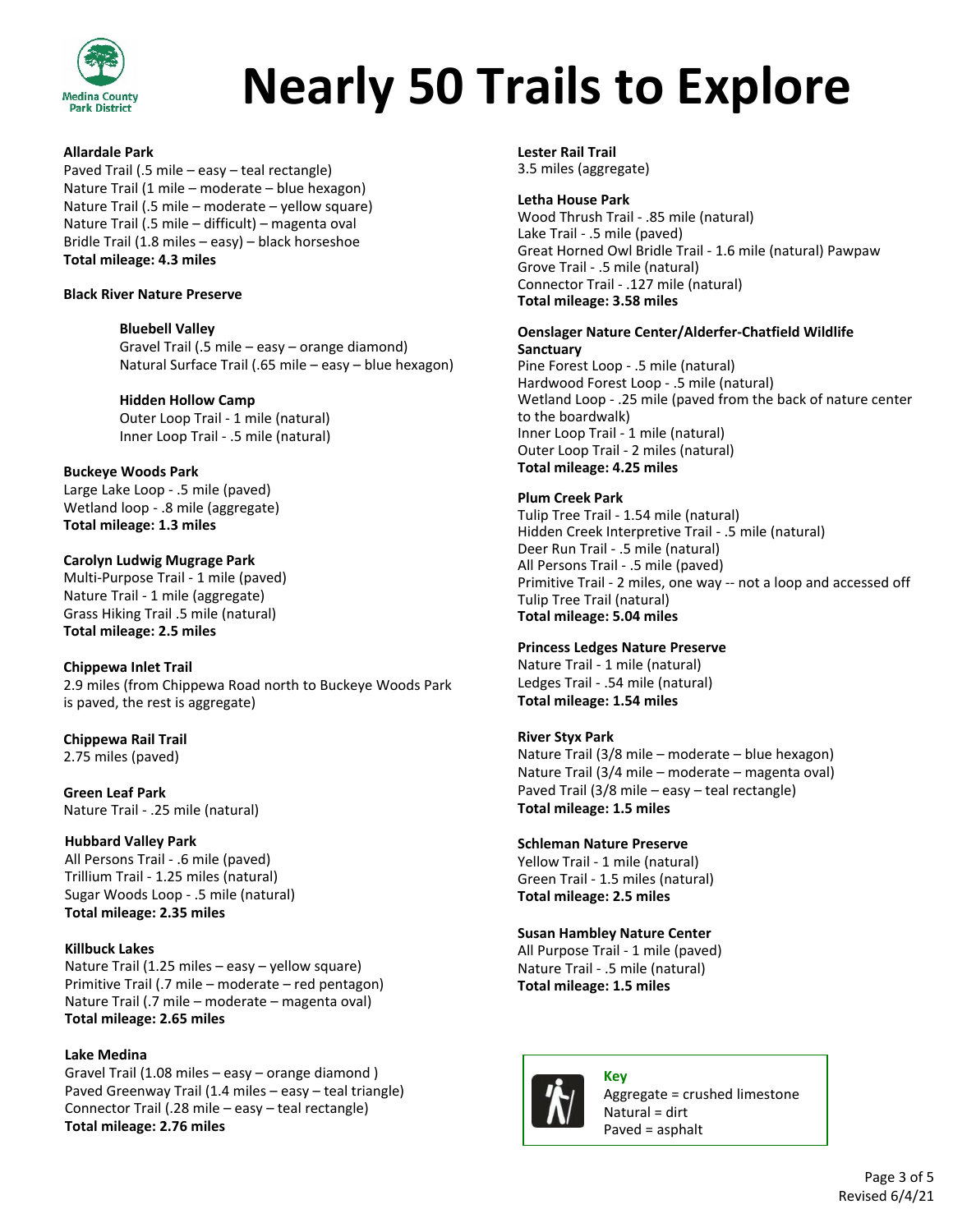Medina County Park District

# Nearly 50 Trails to Explore

**Allardale Park**
Paved Trail (.5 mile – easy – teal rectangle)
Nature Trail (1 mile – moderate – blue hexagon)
Nature Trail (.5 mile – moderate – yellow square)
Nature Trail (.5 mile – difficult) – magenta oval
Bridle Trail (1.8 miles – easy) – black horseshoe
**Total mileage: 4.3 miles**

**Black River Nature Preserve**

**Bluebell Valley**
Gravel Trail (.5 mile – easy – orange diamond)
Natural Surface Trail (.65 mile – easy – blue hexagon)

**Hidden Hollow Camp**
Outer Loop Trail - 1 mile (natural)
Inner Loop Trail - .5 mile (natural)

**Buckeye Woods Park**
Large Lake Loop - .5 mile (paved)
Wetland loop - .8 mile (aggregate)
**Total mileage: 1.3 miles**

**Carolyn Ludwig Mugrage Park**
Multi-Purpose Trail - 1 mile (paved)
Nature Trail - 1 mile (aggregate)
Grass Hiking Trail .5 mile (natural)
**Total mileage: 2.5 miles**

**Chippewa Inlet Trail**
2.9 miles (from Chippewa Road north to Buckeye Woods Park is paved, the rest is aggregate)

**Chippewa Rail Trail**
2.75 miles (paved)

**Green Leaf Park**
Nature Trail - .25 mile (natural)

**Hubbard Valley Park**
All Persons Trail - .6 mile (paved)
Trillium Trail - 1.25 miles (natural)
Sugar Woods Loop - .5 mile (natural)
**Total mileage: 2.35 miles**

**Killbuck Lakes**
Nature Trail (1.25 miles – easy – yellow square)
Primitive Trail (.7 mile – moderate – red pentagon)
Nature Trail (.7 mile – moderate – magenta oval)
**Total mileage: 2.65 miles**

**Lake Medina**
Gravel Trail (1.08 miles – easy – orange diamond )
Paved Greenway Trail (1.4 miles – easy – teal triangle)
Connector Trail (.28 mile – easy – teal rectangle)
**Total mileage: 2.76 miles**

**Lester Rail Trail**
3.5 miles (aggregate)

**Letha House Park**
Wood Thrush Trail - .85 mile (natural)
Lake Trail - .5 mile (paved)
Great Horned Owl Bridle Trail - 1.6 mile (natural) Pawpaw Grove Trail - .5 mile (natural)
Connector Trail - .127 mile (natural)
**Total mileage: 3.58 miles**

**Oenslager Nature Center/Alderfer-Chatfield Wildlife Sanctuary**
Pine Forest Loop - .5 mile (natural)
Hardwood Forest Loop - .5 mile (natural)
Wetland Loop - .25 mile (paved from the back of nature center to the boardwalk)
Inner Loop Trail - 1 mile (natural)
Outer Loop Trail - 2 miles (natural)
**Total mileage: 4.25 miles**

**Plum Creek Park**
Tulip Tree Trail - 1.54 mile (natural)
Hidden Creek Interpretive Trail - .5 mile (natural)
Deer Run Trail - .5 mile (natural)
All Persons Trail - .5 mile (paved)
Primitive Trail - 2 miles, one way -- not a loop and accessed off Tulip Tree Trail (natural)
**Total mileage: 5.04 miles**

**Princess Ledges Nature Preserve**
Nature Trail - 1 mile (natural)
Ledges Trail - .54 mile (natural)
**Total mileage: 1.54 miles**

**River Styx Park**
Nature Trail (3/8 mile – moderate – blue hexagon)
Nature Trail (3/4 mile – moderate – magenta oval)
Paved Trail (3/8 mile – easy – teal rectangle)
**Total mileage: 1.5 miles**

**Schleman Nature Preserve**
Yellow Trail - 1 mile (natural)
Green Trail - 1.5 miles (natural)
**Total mileage: 2.5 miles**

**Susan Hambley Nature Center**
All Purpose Trail - 1 mile (paved)
Nature Trail - .5 mile (natural)
**Total mileage: 1.5 miles**

**Key**
Aggregate = crushed limestone
Natural = dirt
Paved = asphalt

Revised 6/4/21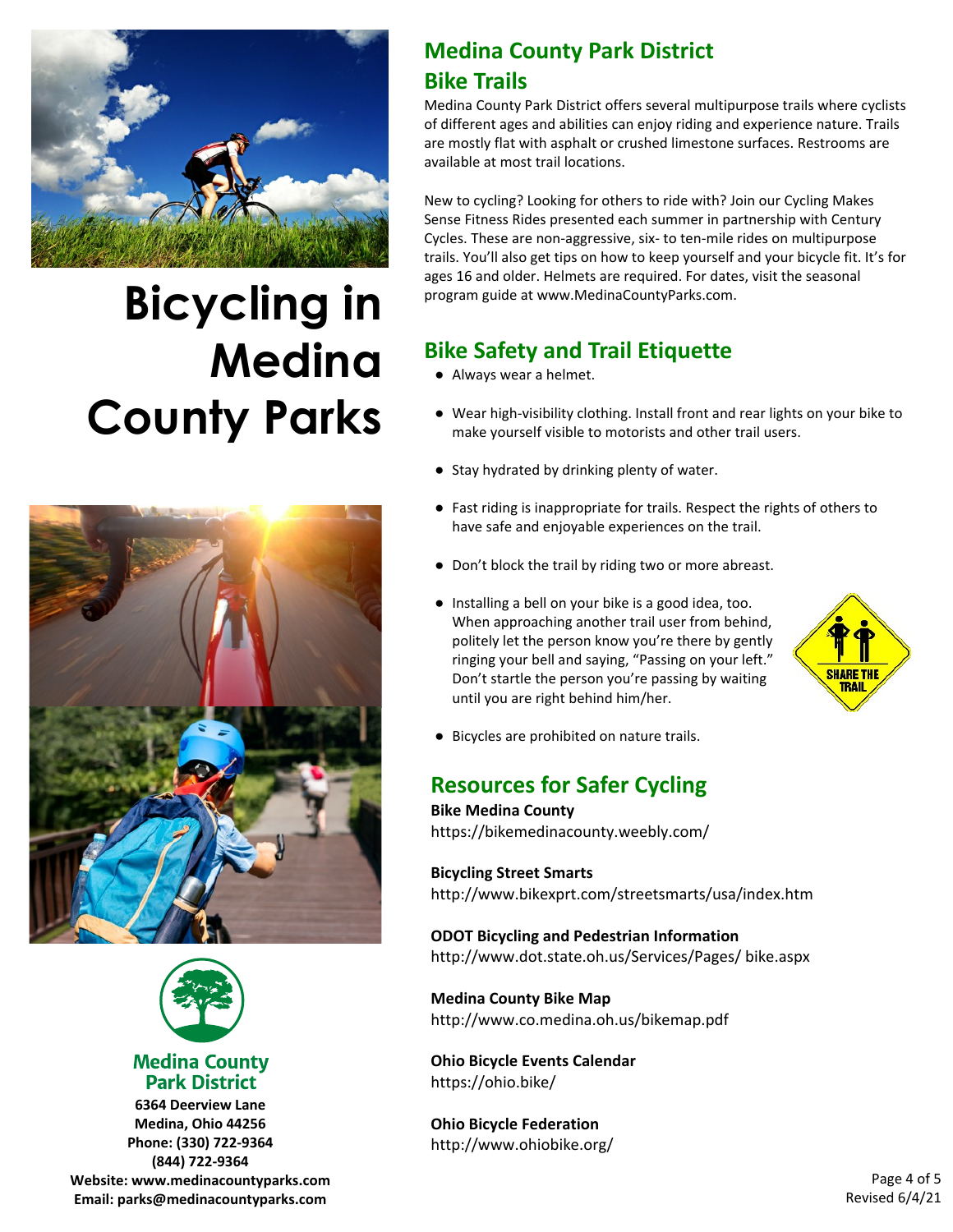# Bicycling in Medina County Parks

## Medina County Park District Bike Trails

Medina County Park District offers several multipurpose trails where cyclists of different ages and abilities can enjoy riding and experience nature. Trails are mostly flat with asphalt or crushed limestone surfaces. Restrooms are available at most trail locations.

New to cycling? Looking for others to ride with? Join our Cycling Makes Sense Fitness Rides presented each summer in partnership with Century Cycles. These are non-aggressive, six- to ten-mile rides on multipurpose trails. You'll also get tips on how to keep yourself and your bicycle fit. It's for ages 16 and older. Helmets are required. For dates, visit the seasonal program guide at www.MedinaCountyParks.com.

## Bike Safety and Trail Etiquette

- Always wear a helmet.
- Wear high-visibility clothing. Install front and rear lights on your bike to make yourself visible to motorists and other trail users.
- Stay hydrated by drinking plenty of water.
- Fast riding is inappropriate for trails. Respect the rights of others to have safe and enjoyable experiences on the trail.
- Don't block the trail by riding two or more abreast.
- Installing a bell on your bike is a good idea, too. When approaching another trail user from behind, politely let the person know you're there by gently ringing your bell and saying, "Passing on your left." Don't startle the person you're passing by waiting until you are right behind him/her.
- Bicycles are prohibited on nature trails.

SHARE THE TRAIL

## Resources for Safer Cycling

**Bike Medina County**
https://bikemedinacounty.weebly.com/

**Bicycling Street Smarts**
http://www.bikexprt.com/streetsmarts/usa/index.htm

**ODOT Bicycling and Pedestrian Information**
http://www.dot.state.oh.us/Services/Pages/ bike.aspx

**Medina County Bike Map**
http://www.co.medina.oh.us/bikemap.pdf

**Ohio Bicycle Events Calendar**
https://ohio.bike/

**Ohio Bicycle Federation**
http://www.ohiobike.org/

**Medina County Park District**
**6364 Deerview Lane**
**Medina, Ohio 44256**
**Phone: (330) 722-9364**
**(844) 722-9364**
**Website: www.medinacountyparks.com**
**Email: parks@medinacountyparks.com**

Revised 6/4/21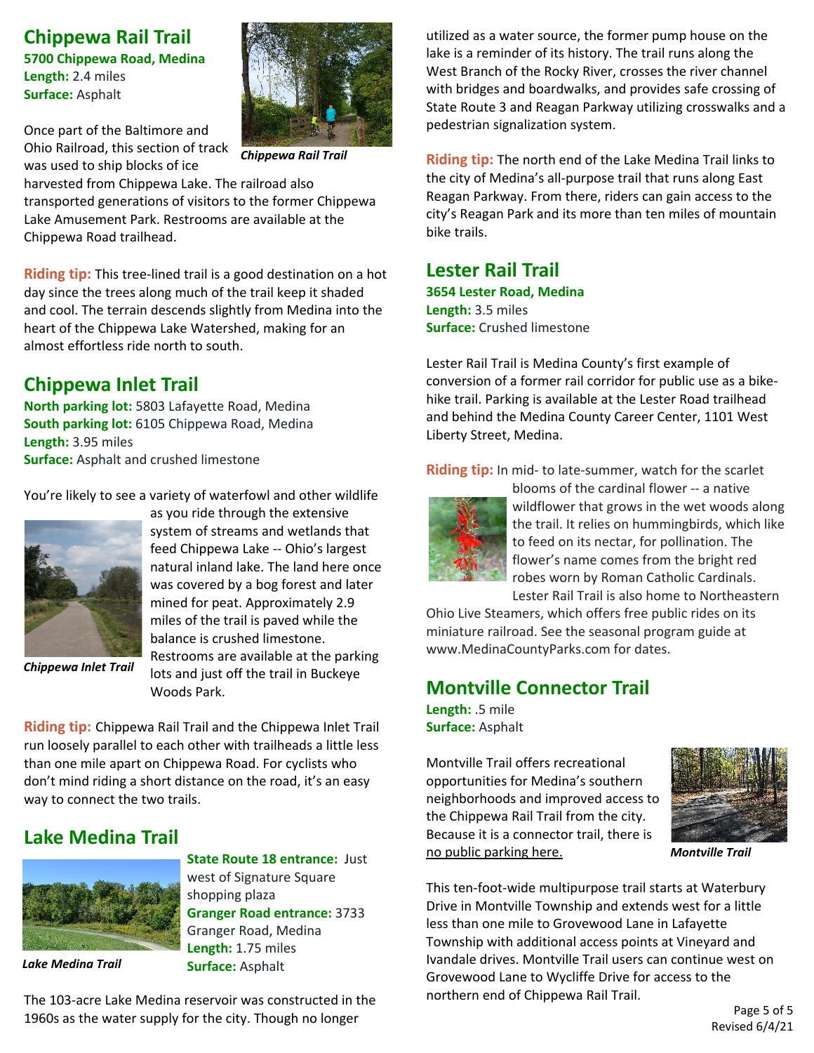## Chippewa Rail Trail

**5700 Chippewa Road, Medina**
**Length:** 2.4 miles
**Surface:** Asphalt

*Chippewa Rail Trail*

Once part of the Baltimore and Ohio Railroad, this section of track was used to ship blocks of ice harvested from Chippewa Lake. The railroad also transported generations of visitors to the former Chippewa Lake Amusement Park. Restrooms are available at the Chippewa Road trailhead.

**Riding tip:** This tree-lined trail is a good destination on a hot day since the trees along much of the trail keep it shaded and cool. The terrain descends slightly from Medina into the heart of the Chippewa Lake Watershed, making for an almost effortless ride north to south.

## Chippewa Inlet Trail

**North parking lot:** 5803 Lafayette Road, Medina
**South parking lot:** 6105 Chippewa Road, Medina
**Length:** 3.95 miles
**Surface:** Asphalt and crushed limestone

You're likely to see a variety of waterfowl and other wildlife as you ride through the extensive system of streams and wetlands that feed Chippewa Lake -- Ohio's largest natural inland lake. The land here once was covered by a bog forest and later mined for peat. Approximately 2.9 miles of the trail is paved while the balance is crushed limestone. Restrooms are available at the parking lots and just off the trail in Buckeye Woods Park.

*Chippewa Inlet Trail*

**Riding tip:** Chippewa Rail Trail and the Chippewa Inlet Trail run loosely parallel to each other with trailheads a little less than one mile apart on Chippewa Road. For cyclists who don't mind riding a short distance on the road, it's an easy way to connect the two trails.

## Lake Medina Trail

**State Route 18 entrance:** Just west of Signature Square shopping plaza
**Granger Road entrance:** 3733 Granger Road, Medina
**Length:** 1.75 miles
**Surface:** Asphalt

*Lake Medina Trail*

The 103-acre Lake Medina reservoir was constructed in the 1960s as the water supply for the city. Though no longer utilized as a water source, the former pump house on the lake is a reminder of its history. The trail runs along the West Branch of the Rocky River, crosses the river channel with bridges and boardwalks, and provides safe crossing of State Route 3 and Reagan Parkway utilizing crosswalks and a pedestrian signalization system.

**Riding tip:** The north end of the Lake Medina Trail links to the city of Medina's all-purpose trail that runs along East Reagan Parkway. From there, riders can gain access to the city's Reagan Park and its more than ten miles of mountain bike trails.

## Lester Rail Trail

**3654 Lester Road, Medina**
**Length:** 3.5 miles
**Surface:** Crushed limestone

Lester Rail Trail is Medina County's first example of conversion of a former rail corridor for public use as a bike-hike trail. Parking is available at the Lester Road trailhead and behind the Medina County Career Center, 1101 West Liberty Street, Medina.

**Riding tip:** In mid- to late-summer, watch for the scarlet blooms of the cardinal flower -- a native wildflower that grows in the wet woods along the trail. It relies on hummingbirds, which like to feed on its nectar, for pollination. The flower's name comes from the bright red robes worn by Roman Catholic Cardinals. Lester Rail Trail is also home to Northeastern Ohio Live Steamers, which offers free public rides on its miniature railroad. See the seasonal program guide at www.MedinaCountyParks.com for dates.

## Montville Connector Trail

**Length:** .5 mile
**Surface:** Asphalt

Montville Trail offers recreational opportunities for Medina's southern neighborhoods and improved access to the Chippewa Rail Trail from the city. Because it is a connector trail, there is <u>no public parking here.</u>

*Montville Trail*

This ten-foot-wide multipurpose trail starts at Waterbury Drive in Montville Township and extends west for a little less than one mile to Grovewood Lane in Lafayette Township with additional access points at Vineyard and Ivandale drives. Montville Trail users can continue west on Grovewood Lane to Wycliffe Drive for access to the northern end of Chippewa Rail Trail.

Revised 6/4/21